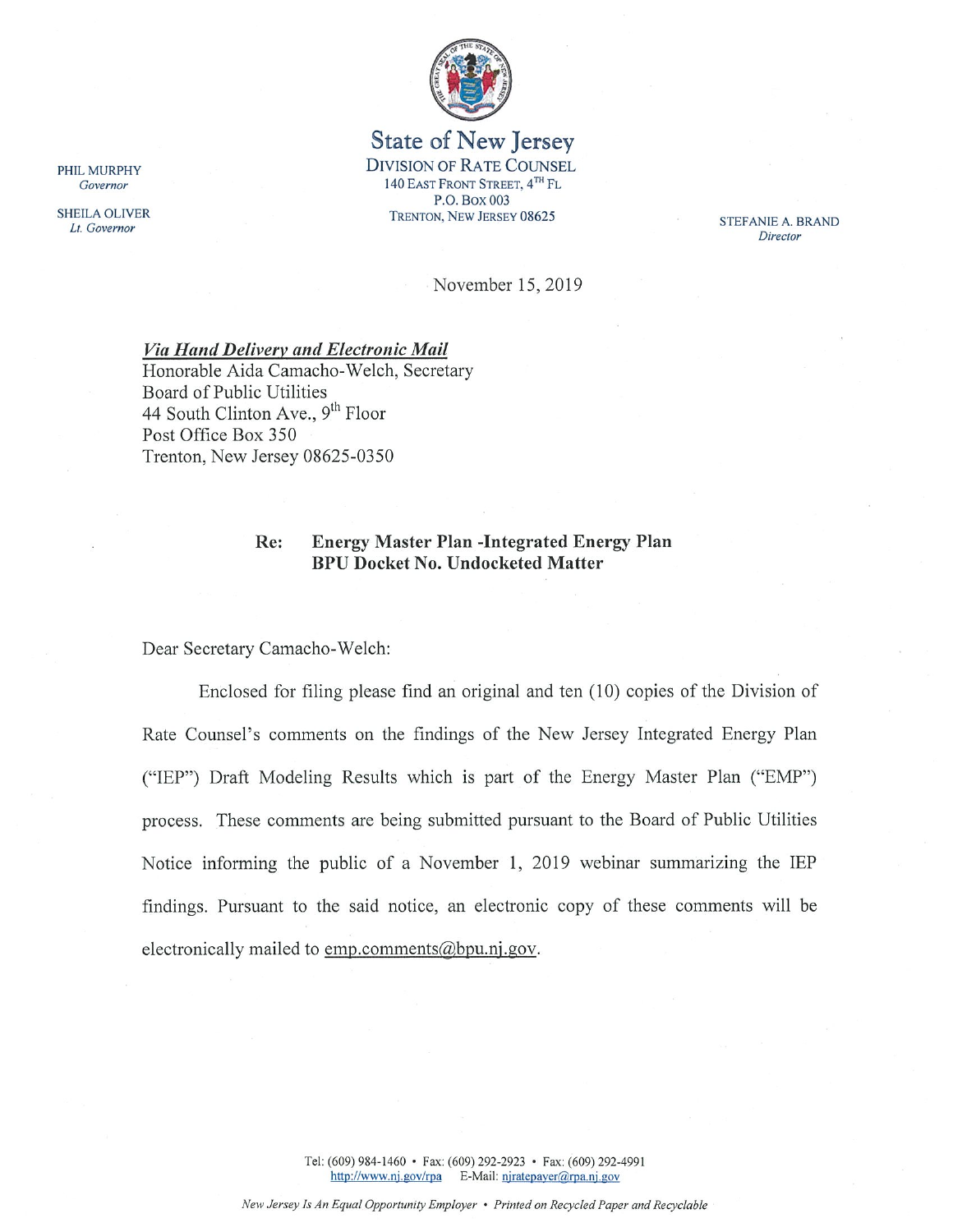# State of New Jersey

DIVISION OF RATE COUNSEL
140 EAST FRONT STREET, 4[TH] FL
P.O. BOX 003
TRENTON, NEW JERSEY 08625

PHIL MURPHY
*Governor*

SHEILA OLIVER
*Lt. Governor*

STEFANIE A. BRAND
*Director*

November 15, 2019

***Via Hand Delivery and Electronic Mail***
Honorable Aida Camacho-Welch, Secretary
Board of Public Utilities
44 South Clinton Ave., 9[th] Floor
Post Office Box 350
Trenton, New Jersey 08625-0350

**Re: Energy Master Plan -Integrated Energy Plan**
**BPU Docket No. Undocketed Matter**

Dear Secretary Camacho-Welch:

Enclosed for filing please find an original and ten (10) copies of the Division of Rate Counsel's comments on the findings of the New Jersey Integrated Energy Plan ("IEP") Draft Modeling Results which is part of the Energy Master Plan ("EMP") process. These comments are being submitted pursuant to the Board of Public Utilities Notice informing the public of a November 1, 2019 webinar summarizing the IEP findings. Pursuant to the said notice, an electronic copy of these comments will be electronically mailed to emp.comments@bpu.nj.gov.

Tel: (609) 984-1460 • Fax: (609) 292-2923 • Fax: (609) 292-4991
http://www.nj.gov/rpa E-Mail: njratepayer@rpa.nj.gov

*New Jersey Is An Equal Opportunity Employer • Printed on Recycled Paper and Recyclable*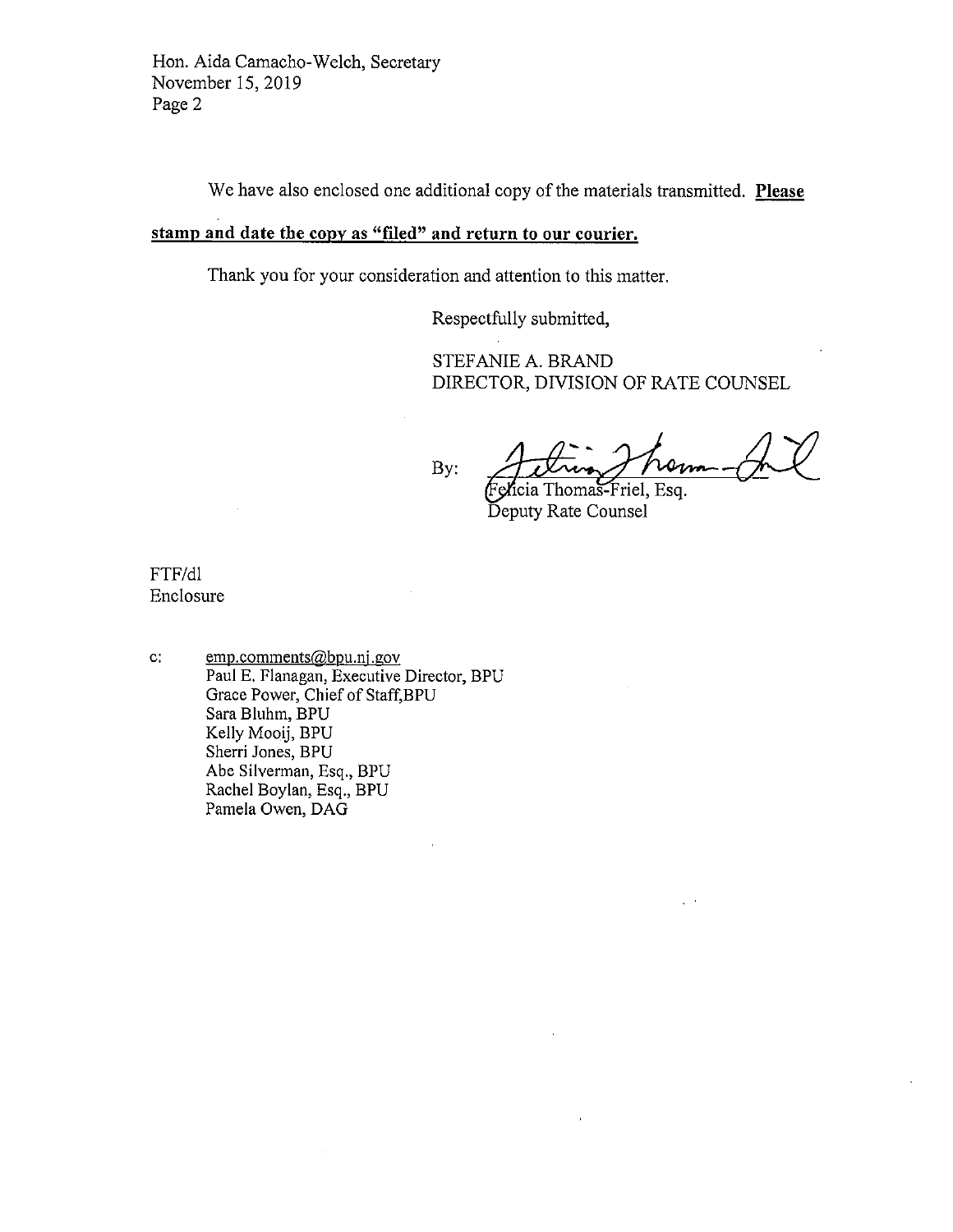Hon. Aida Camacho-Welch, Secretary
November 15, 2019
Page 2

We have also enclosed one additional copy of the materials transmitted. **Please stamp and date the copy as "filed" and return to our courier.**

Thank you for your consideration and attention to this matter.

Respectfully submitted,

STEFANIE A. BRAND
DIRECTOR, DIVISION OF RATE COUNSEL

By: Felicia Thomas-Friel, Esq.
Deputy Rate Counsel

FTF/dl
Enclosure

c: emp.comments@bpu.nj.gov
Paul E. Flanagan, Executive Director, BPU
Grace Power, Chief of Staff,BPU
Sara Bluhm, BPU
Kelly Mooij, BPU
Sherri Jones, BPU
Abe Silverman, Esq., BPU
Rachel Boylan, Esq., BPU
Pamela Owen, DAG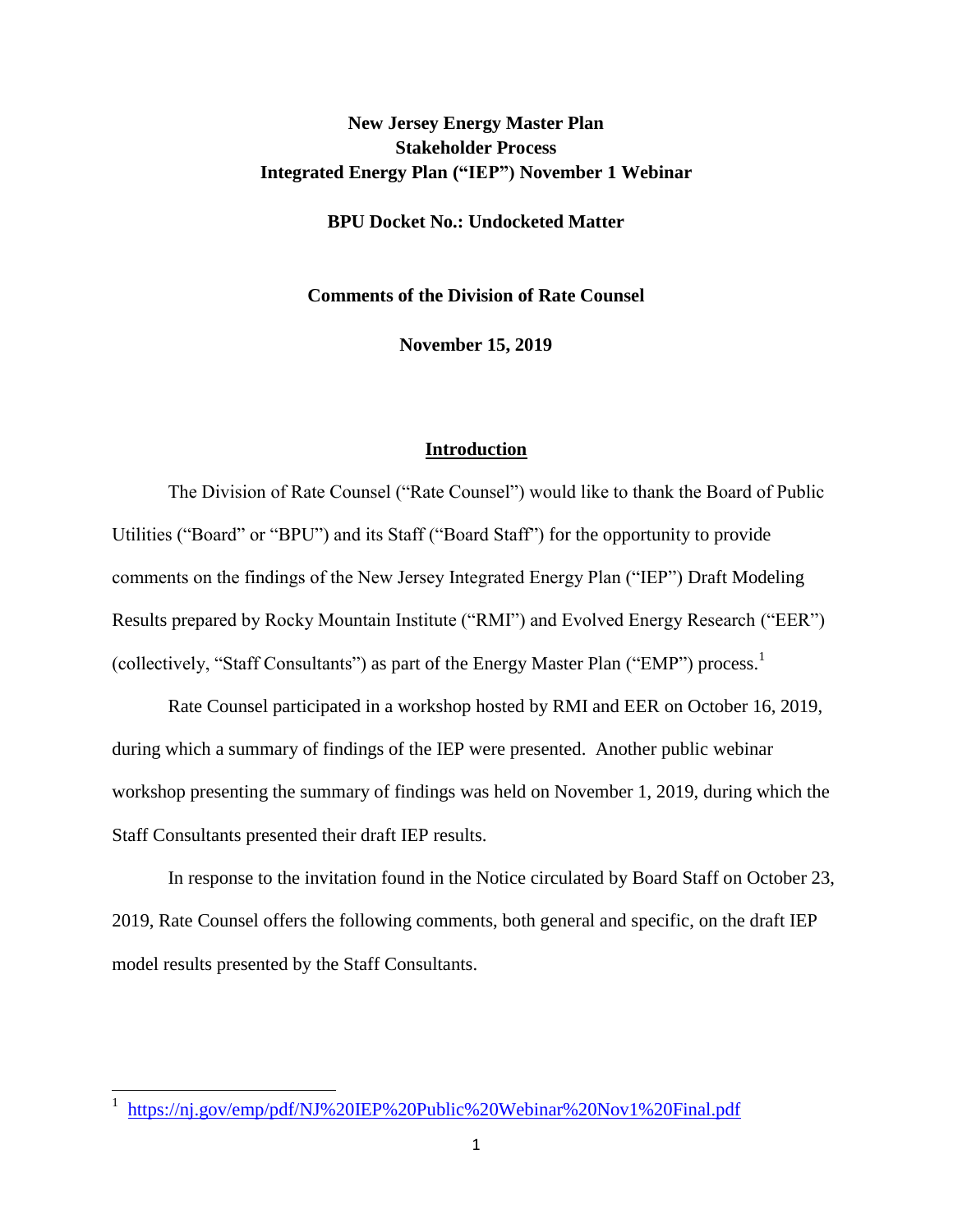**New Jersey Energy Master Plan**
**Stakeholder Process**
**Integrated Energy Plan ("IEP") November 1 Webinar**

**BPU Docket No.: Undocketed Matter**

**Comments of the Division of Rate Counsel**

**November 15, 2019**

## Introduction

The Division of Rate Counsel ("Rate Counsel") would like to thank the Board of Public Utilities ("Board" or "BPU") and its Staff ("Board Staff") for the opportunity to provide comments on the findings of the New Jersey Integrated Energy Plan ("IEP") Draft Modeling Results prepared by Rocky Mountain Institute ("RMI") and Evolved Energy Research ("EER") (collectively, "Staff Consultants") as part of the Energy Master Plan ("EMP") process.[1]

Rate Counsel participated in a workshop hosted by RMI and EER on October 16, 2019, during which a summary of findings of the IEP were presented. Another public webinar workshop presenting the summary of findings was held on November 1, 2019, during which the Staff Consultants presented their draft IEP results.

In response to the invitation found in the Notice circulated by Board Staff on October 23, 2019, Rate Counsel offers the following comments, both general and specific, on the draft IEP model results presented by the Staff Consultants.

---

[1] https://nj.gov/emp/pdf/NJ%20IEP%20Public%20Webinar%20Nov1%20Final.pdf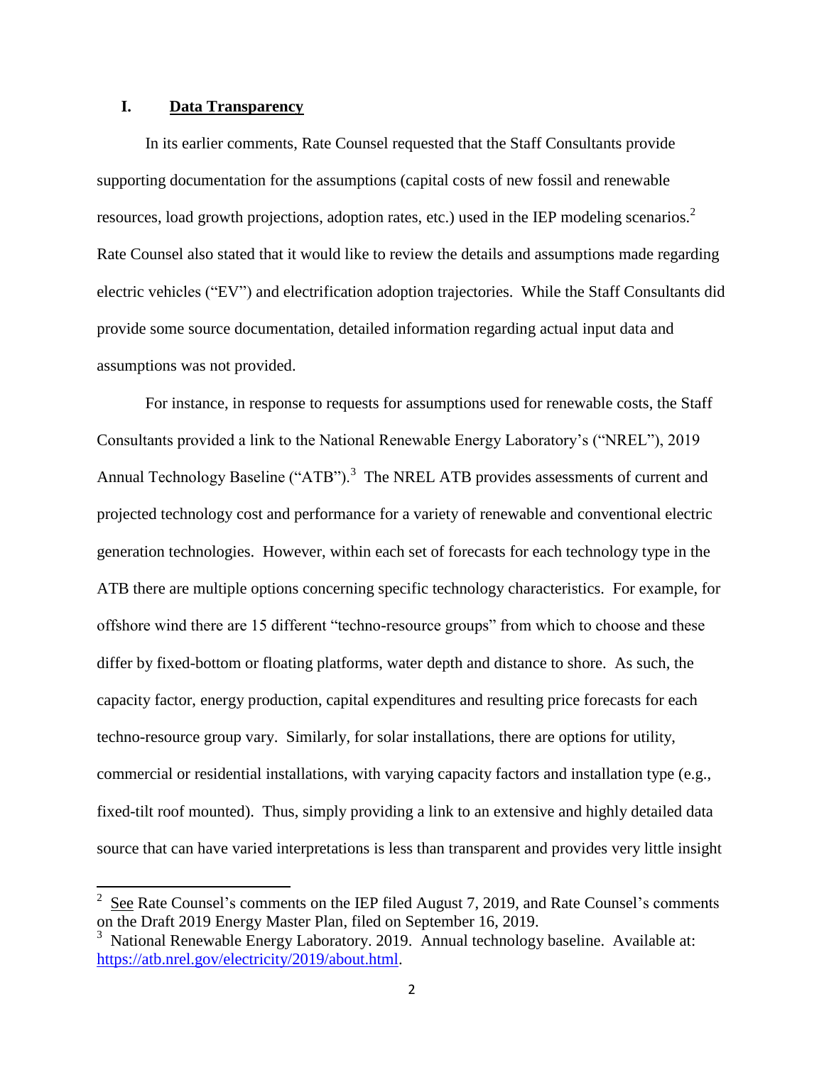## I. Data Transparency

In its earlier comments, Rate Counsel requested that the Staff Consultants provide supporting documentation for the assumptions (capital costs of new fossil and renewable resources, load growth projections, adoption rates, etc.) used in the IEP modeling scenarios.[2] Rate Counsel also stated that it would like to review the details and assumptions made regarding electric vehicles ("EV") and electrification adoption trajectories. While the Staff Consultants did provide some source documentation, detailed information regarding actual input data and assumptions was not provided.

For instance, in response to requests for assumptions used for renewable costs, the Staff Consultants provided a link to the National Renewable Energy Laboratory's ("NREL"), 2019 Annual Technology Baseline ("ATB").[3] The NREL ATB provides assessments of current and projected technology cost and performance for a variety of renewable and conventional electric generation technologies. However, within each set of forecasts for each technology type in the ATB there are multiple options concerning specific technology characteristics. For example, for offshore wind there are 15 different "techno-resource groups" from which to choose and these differ by fixed-bottom or floating platforms, water depth and distance to shore. As such, the capacity factor, energy production, capital expenditures and resulting price forecasts for each techno-resource group vary. Similarly, for solar installations, there are options for utility, commercial or residential installations, with varying capacity factors and installation type (e.g., fixed-tilt roof mounted). Thus, simply providing a link to an extensive and highly detailed data source that can have varied interpretations is less than transparent and provides very little insight

---

[2] See Rate Counsel's comments on the IEP filed August 7, 2019, and Rate Counsel's comments on the Draft 2019 Energy Master Plan, filed on September 16, 2019.

[3] National Renewable Energy Laboratory. 2019. Annual technology baseline. Available at: https://atb.nrel.gov/electricity/2019/about.html.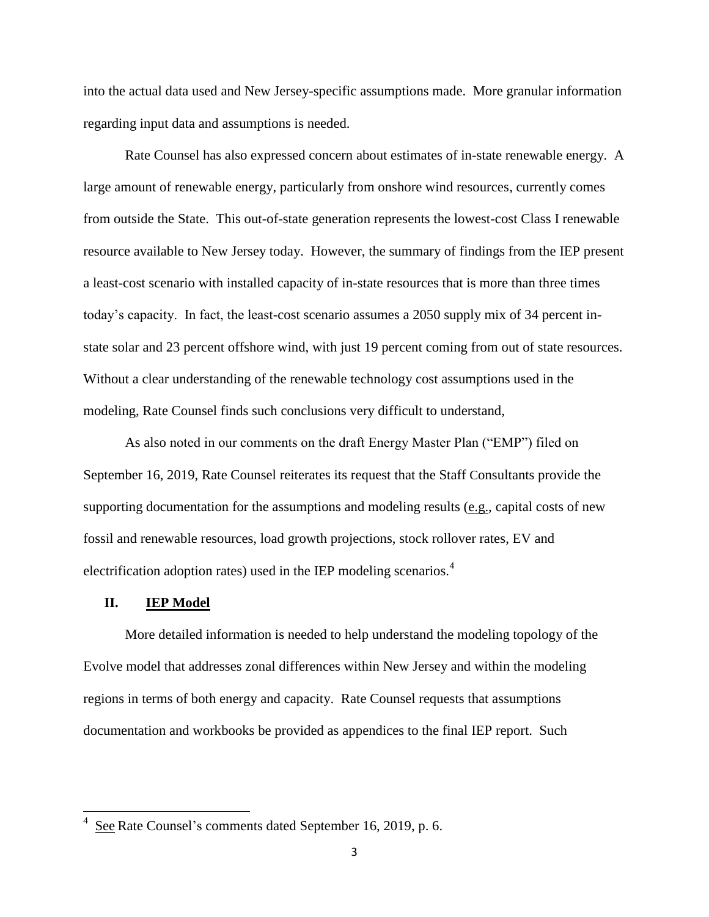into the actual data used and New Jersey-specific assumptions made. More granular information regarding input data and assumptions is needed.

Rate Counsel has also expressed concern about estimates of in-state renewable energy. A large amount of renewable energy, particularly from onshore wind resources, currently comes from outside the State. This out-of-state generation represents the lowest-cost Class I renewable resource available to New Jersey today. However, the summary of findings from the IEP present a least-cost scenario with installed capacity of in-state resources that is more than three times today's capacity. In fact, the least-cost scenario assumes a 2050 supply mix of 34 percent in-state solar and 23 percent offshore wind, with just 19 percent coming from out of state resources. Without a clear understanding of the renewable technology cost assumptions used in the modeling, Rate Counsel finds such conclusions very difficult to understand,

As also noted in our comments on the draft Energy Master Plan ("EMP") filed on September 16, 2019, Rate Counsel reiterates its request that the Staff Consultants provide the supporting documentation for the assumptions and modeling results (e.g., capital costs of new fossil and renewable resources, load growth projections, stock rollover rates, EV and electrification adoption rates) used in the IEP modeling scenarios.[4]

## II. IEP Model

More detailed information is needed to help understand the modeling topology of the Evolve model that addresses zonal differences within New Jersey and within the modeling regions in terms of both energy and capacity. Rate Counsel requests that assumptions documentation and workbooks be provided as appendices to the final IEP report. Such

---

[4] See Rate Counsel's comments dated September 16, 2019, p. 6.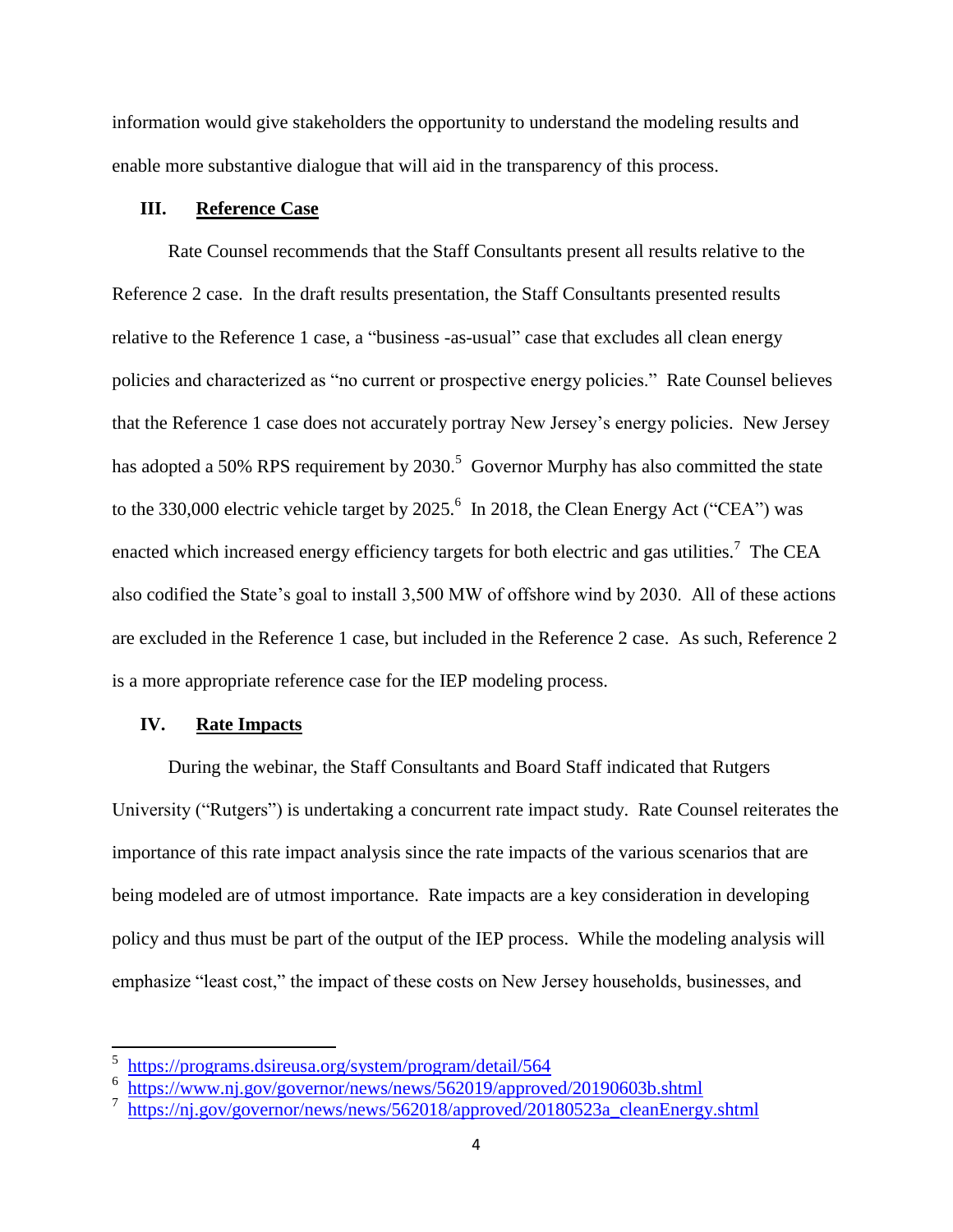information would give stakeholders the opportunity to understand the modeling results and enable more substantive dialogue that will aid in the transparency of this process.

## III. Reference Case

Rate Counsel recommends that the Staff Consultants present all results relative to the Reference 2 case. In the draft results presentation, the Staff Consultants presented results relative to the Reference 1 case, a "business -as-usual" case that excludes all clean energy policies and characterized as "no current or prospective energy policies." Rate Counsel believes that the Reference 1 case does not accurately portray New Jersey's energy policies. New Jersey has adopted a 50% RPS requirement by 2030.[5] Governor Murphy has also committed the state to the 330,000 electric vehicle target by 2025.[6] In 2018, the Clean Energy Act ("CEA") was enacted which increased energy efficiency targets for both electric and gas utilities.[7] The CEA also codified the State's goal to install 3,500 MW of offshore wind by 2030. All of these actions are excluded in the Reference 1 case, but included in the Reference 2 case. As such, Reference 2 is a more appropriate reference case for the IEP modeling process.

## IV. Rate Impacts

During the webinar, the Staff Consultants and Board Staff indicated that Rutgers University ("Rutgers") is undertaking a concurrent rate impact study. Rate Counsel reiterates the importance of this rate impact analysis since the rate impacts of the various scenarios that are being modeled are of utmost importance. Rate impacts are a key consideration in developing policy and thus must be part of the output of the IEP process. While the modeling analysis will emphasize "least cost," the impact of these costs on New Jersey households, businesses, and

---

[5] https://programs.dsireusa.org/system/program/detail/564

[6] https://www.nj.gov/governor/news/news/562019/approved/20190603b.shtml

[7] https://nj.gov/governor/news/news/562018/approved/20180523a_cleanEnergy.shtml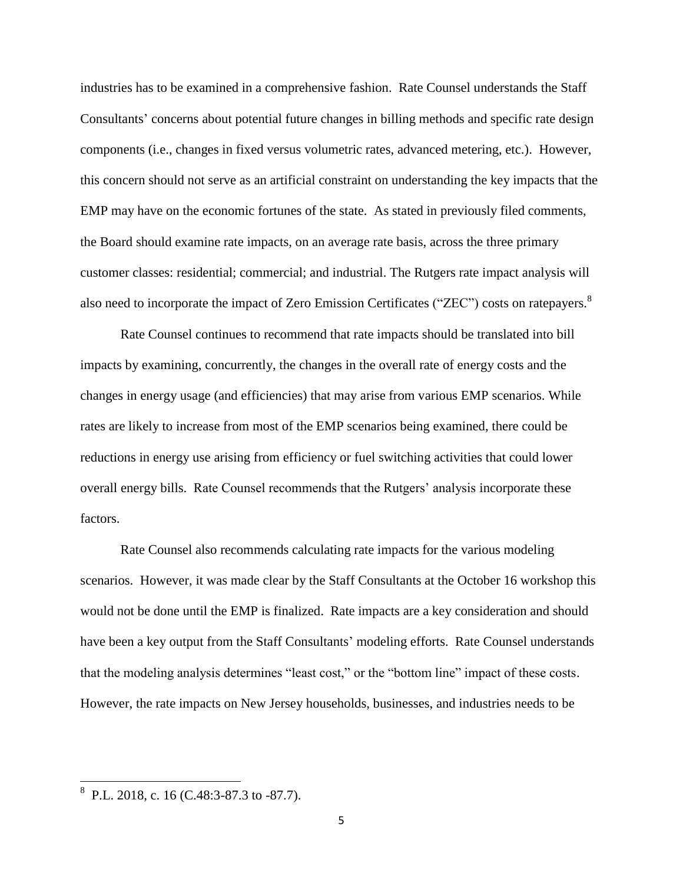industries has to be examined in a comprehensive fashion. Rate Counsel understands the Staff Consultants' concerns about potential future changes in billing methods and specific rate design components (i.e., changes in fixed versus volumetric rates, advanced metering, etc.). However, this concern should not serve as an artificial constraint on understanding the key impacts that the EMP may have on the economic fortunes of the state. As stated in previously filed comments, the Board should examine rate impacts, on an average rate basis, across the three primary customer classes: residential; commercial; and industrial. The Rutgers rate impact analysis will also need to incorporate the impact of Zero Emission Certificates ("ZEC") costs on ratepayers.[8]

Rate Counsel continues to recommend that rate impacts should be translated into bill impacts by examining, concurrently, the changes in the overall rate of energy costs and the changes in energy usage (and efficiencies) that may arise from various EMP scenarios. While rates are likely to increase from most of the EMP scenarios being examined, there could be reductions in energy use arising from efficiency or fuel switching activities that could lower overall energy bills. Rate Counsel recommends that the Rutgers' analysis incorporate these factors.

Rate Counsel also recommends calculating rate impacts for the various modeling scenarios. However, it was made clear by the Staff Consultants at the October 16 workshop this would not be done until the EMP is finalized. Rate impacts are a key consideration and should have been a key output from the Staff Consultants' modeling efforts. Rate Counsel understands that the modeling analysis determines "least cost," or the "bottom line" impact of these costs. However, the rate impacts on New Jersey households, businesses, and industries needs to be

[8] P.L. 2018, c. 16 (C.48:3-87.3 to -87.7).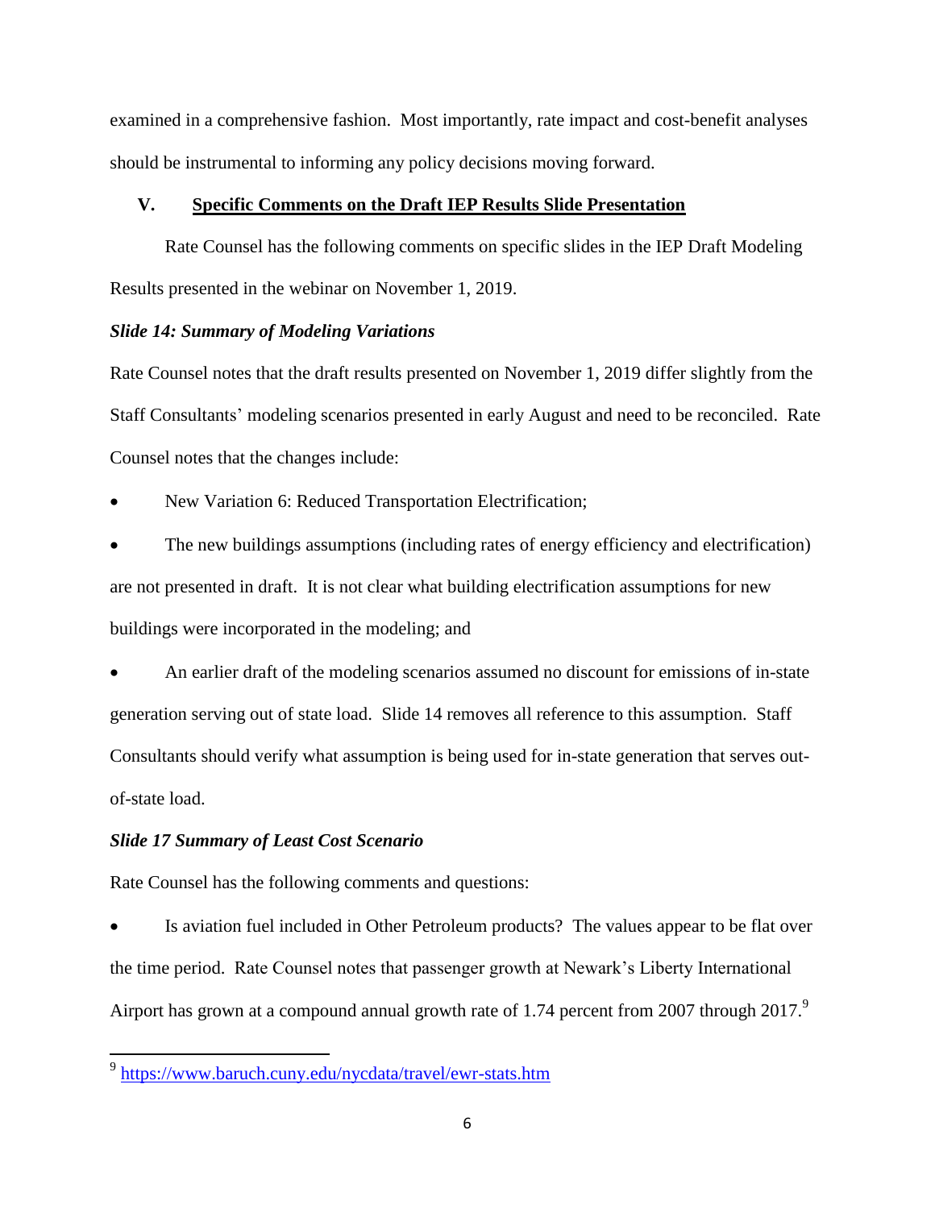examined in a comprehensive fashion. Most importantly, rate impact and cost-benefit analyses should be instrumental to informing any policy decisions moving forward.

## V. Specific Comments on the Draft IEP Results Slide Presentation

Rate Counsel has the following comments on specific slides in the IEP Draft Modeling Results presented in the webinar on November 1, 2019.

### *Slide 14: Summary of Modeling Variations*

Rate Counsel notes that the draft results presented on November 1, 2019 differ slightly from the Staff Consultants' modeling scenarios presented in early August and need to be reconciled. Rate Counsel notes that the changes include:

- New Variation 6: Reduced Transportation Electrification;
- The new buildings assumptions (including rates of energy efficiency and electrification) are not presented in draft. It is not clear what building electrification assumptions for new buildings were incorporated in the modeling; and
- An earlier draft of the modeling scenarios assumed no discount for emissions of in-state generation serving out of state load. Slide 14 removes all reference to this assumption. Staff Consultants should verify what assumption is being used for in-state generation that serves out-of-state load.

### *Slide 17 Summary of Least Cost Scenario*

Rate Counsel has the following comments and questions:

- Is aviation fuel included in Other Petroleum products? The values appear to be flat over the time period. Rate Counsel notes that passenger growth at Newark's Liberty International Airport has grown at a compound annual growth rate of 1.74 percent from 2007 through 2017.[9]

[9] https://www.baruch.cuny.edu/nycdata/travel/ewr-stats.htm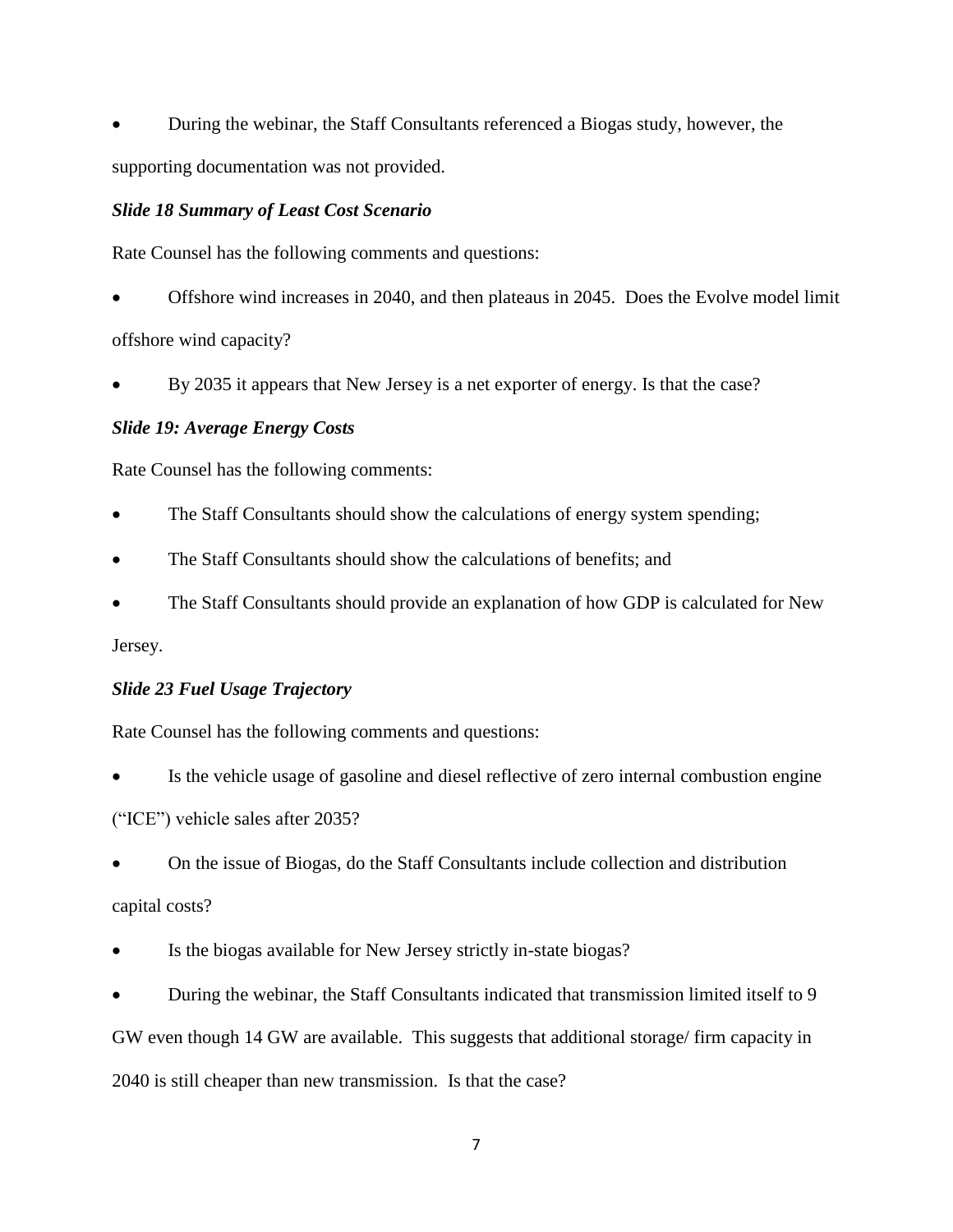- During the webinar, the Staff Consultants referenced a Biogas study, however, the supporting documentation was not provided.

***Slide 18 Summary of Least Cost Scenario***

Rate Counsel has the following comments and questions:

- Offshore wind increases in 2040, and then plateaus in 2045. Does the Evolve model limit offshore wind capacity?
- By 2035 it appears that New Jersey is a net exporter of energy. Is that the case?

***Slide 19: Average Energy Costs***

Rate Counsel has the following comments:

- The Staff Consultants should show the calculations of energy system spending;
- The Staff Consultants should show the calculations of benefits; and
- The Staff Consultants should provide an explanation of how GDP is calculated for New Jersey.

***Slide 23 Fuel Usage Trajectory***

Rate Counsel has the following comments and questions:

- Is the vehicle usage of gasoline and diesel reflective of zero internal combustion engine ("ICE") vehicle sales after 2035?
- On the issue of Biogas, do the Staff Consultants include collection and distribution capital costs?
- Is the biogas available for New Jersey strictly in-state biogas?
- During the webinar, the Staff Consultants indicated that transmission limited itself to 9 GW even though 14 GW are available. This suggests that additional storage/ firm capacity in 2040 is still cheaper than new transmission. Is that the case?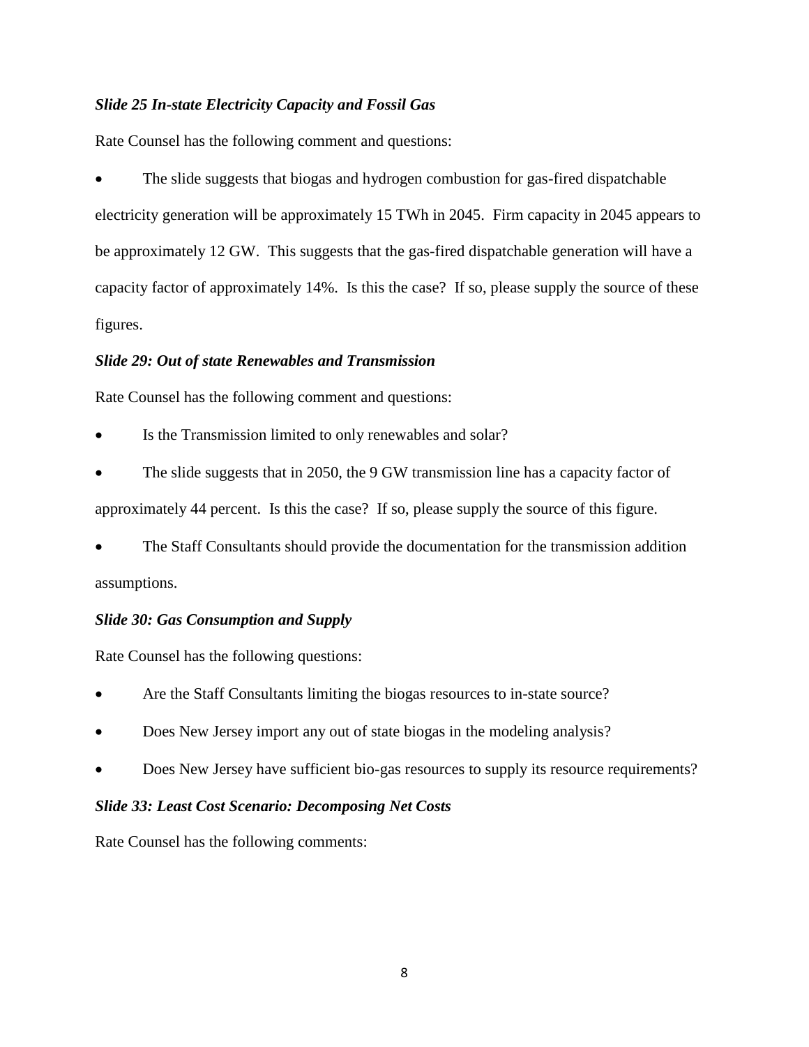***Slide 25 In-state Electricity Capacity and Fossil Gas***

Rate Counsel has the following comment and questions:

- The slide suggests that biogas and hydrogen combustion for gas-fired dispatchable electricity generation will be approximately 15 TWh in 2045. Firm capacity in 2045 appears to be approximately 12 GW. This suggests that the gas-fired dispatchable generation will have a capacity factor of approximately 14%. Is this the case? If so, please supply the source of these figures.

***Slide 29: Out of state Renewables and Transmission***

Rate Counsel has the following comment and questions:

- Is the Transmission limited to only renewables and solar?
- The slide suggests that in 2050, the 9 GW transmission line has a capacity factor of approximately 44 percent. Is this the case? If so, please supply the source of this figure.
- The Staff Consultants should provide the documentation for the transmission addition assumptions.

***Slide 30: Gas Consumption and Supply***

Rate Counsel has the following questions:

- Are the Staff Consultants limiting the biogas resources to in-state source?
- Does New Jersey import any out of state biogas in the modeling analysis?
- Does New Jersey have sufficient bio-gas resources to supply its resource requirements?

***Slide 33: Least Cost Scenario: Decomposing Net Costs***

Rate Counsel has the following comments: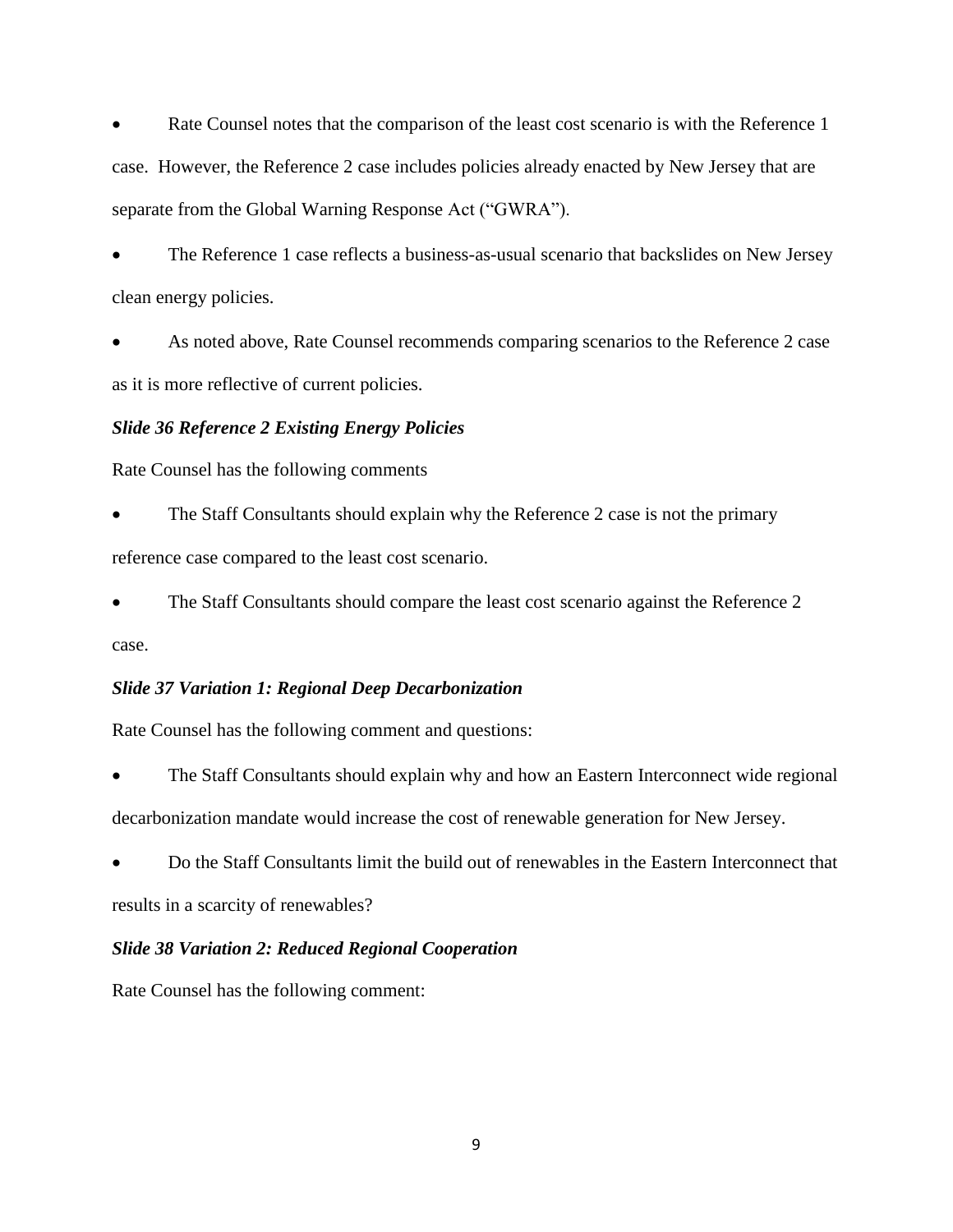- Rate Counsel notes that the comparison of the least cost scenario is with the Reference 1 case. However, the Reference 2 case includes policies already enacted by New Jersey that are separate from the Global Warning Response Act ("GWRA").
- The Reference 1 case reflects a business-as-usual scenario that backslides on New Jersey clean energy policies.
- As noted above, Rate Counsel recommends comparing scenarios to the Reference 2 case as it is more reflective of current policies.

***Slide 36 Reference 2 Existing Energy Policies***

Rate Counsel has the following comments

- The Staff Consultants should explain why the Reference 2 case is not the primary reference case compared to the least cost scenario.
- The Staff Consultants should compare the least cost scenario against the Reference 2 case.

***Slide 37 Variation 1: Regional Deep Decarbonization***

Rate Counsel has the following comment and questions:

- The Staff Consultants should explain why and how an Eastern Interconnect wide regional decarbonization mandate would increase the cost of renewable generation for New Jersey.
- Do the Staff Consultants limit the build out of renewables in the Eastern Interconnect that results in a scarcity of renewables?

***Slide 38 Variation 2: Reduced Regional Cooperation***

Rate Counsel has the following comment: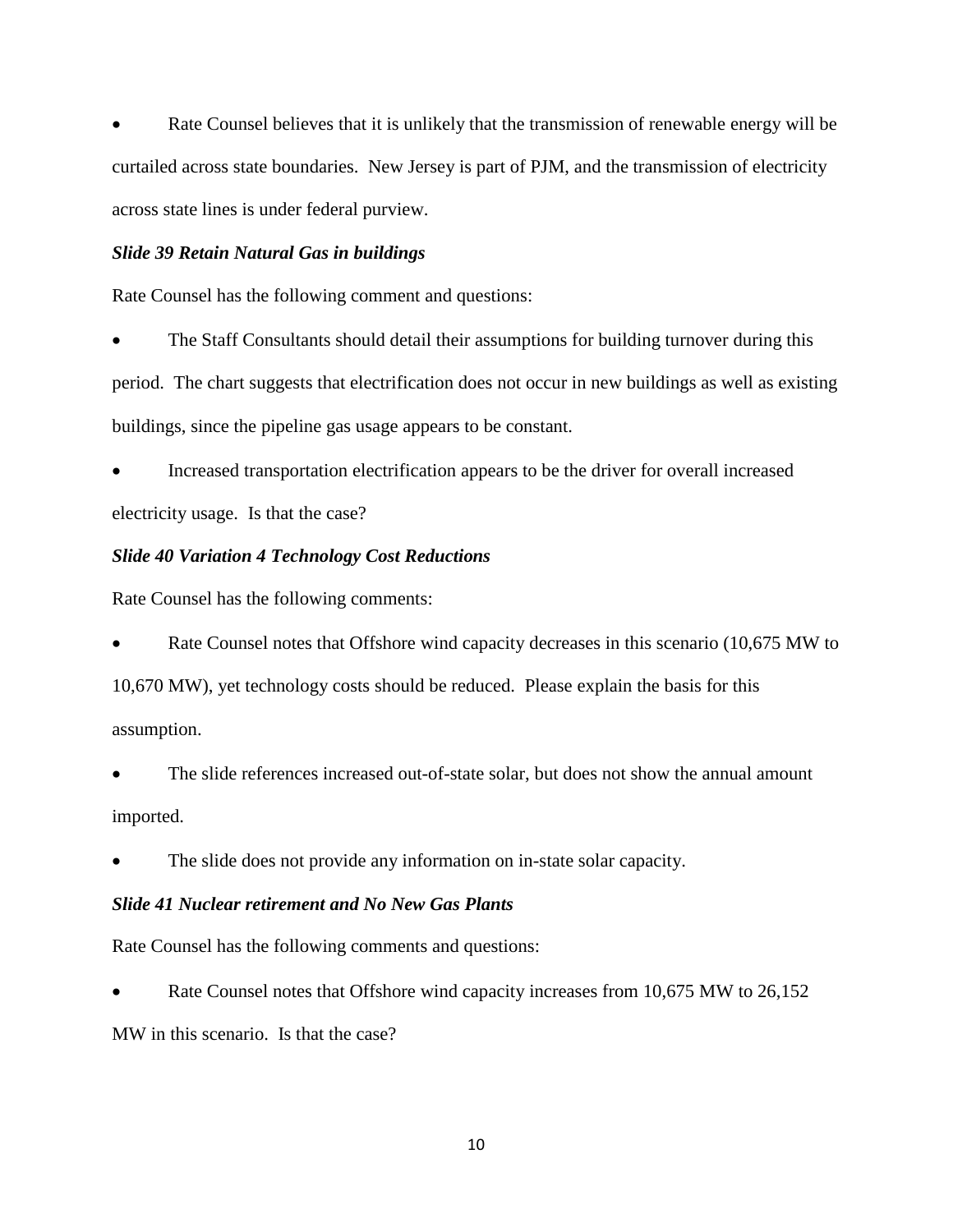- Rate Counsel believes that it is unlikely that the transmission of renewable energy will be curtailed across state boundaries. New Jersey is part of PJM, and the transmission of electricity across state lines is under federal purview.

***Slide 39 Retain Natural Gas in buildings***

Rate Counsel has the following comment and questions:

- The Staff Consultants should detail their assumptions for building turnover during this period. The chart suggests that electrification does not occur in new buildings as well as existing buildings, since the pipeline gas usage appears to be constant.
- Increased transportation electrification appears to be the driver for overall increased electricity usage. Is that the case?

***Slide 40 Variation 4 Technology Cost Reductions***

Rate Counsel has the following comments:

- Rate Counsel notes that Offshore wind capacity decreases in this scenario (10,675 MW to 10,670 MW), yet technology costs should be reduced. Please explain the basis for this assumption.
- The slide references increased out-of-state solar, but does not show the annual amount imported.
- The slide does not provide any information on in-state solar capacity.

***Slide 41 Nuclear retirement and No New Gas Plants***

Rate Counsel has the following comments and questions:

- Rate Counsel notes that Offshore wind capacity increases from 10,675 MW to 26,152 MW in this scenario. Is that the case?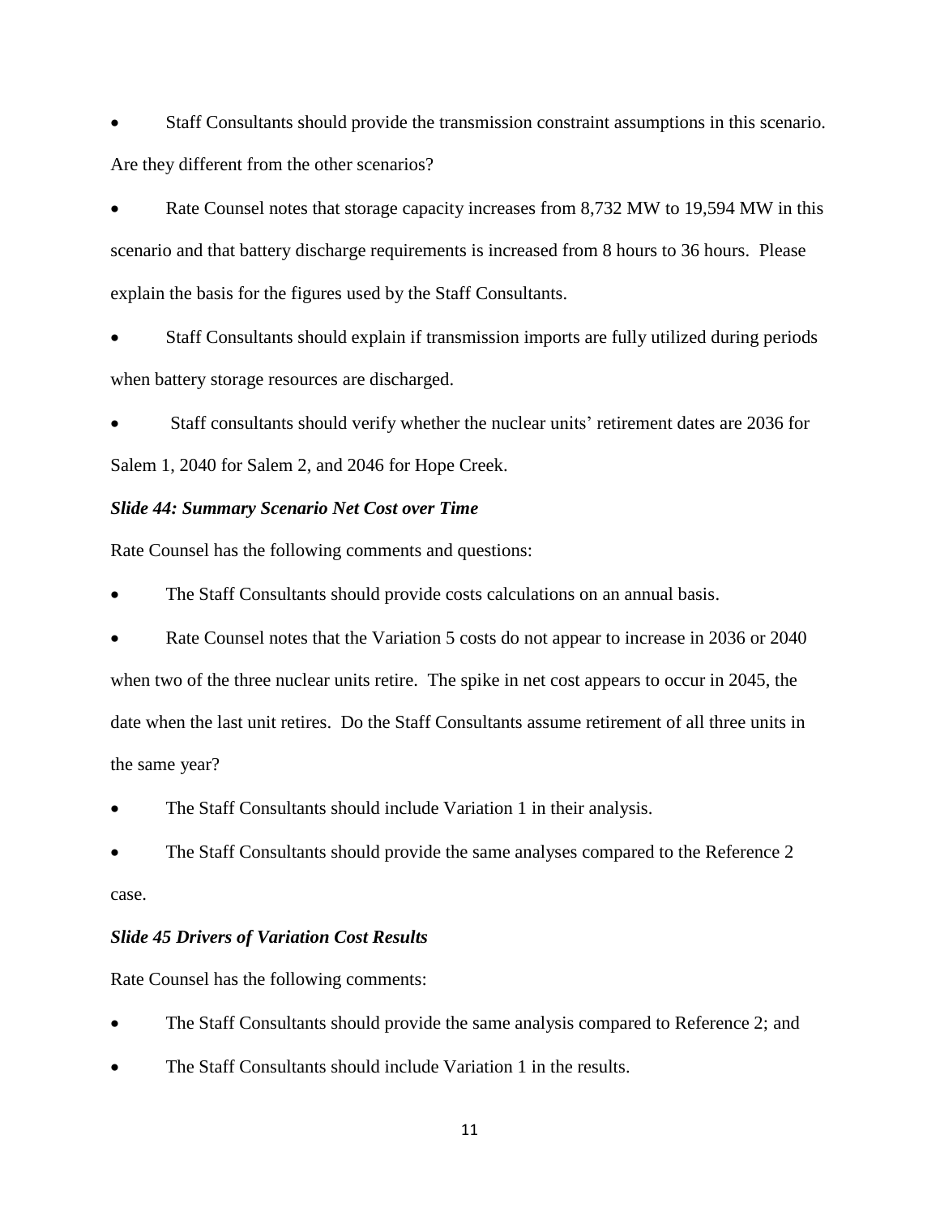- Staff Consultants should provide the transmission constraint assumptions in this scenario. Are they different from the other scenarios?
- Rate Counsel notes that storage capacity increases from 8,732 MW to 19,594 MW in this scenario and that battery discharge requirements is increased from 8 hours to 36 hours. Please explain the basis for the figures used by the Staff Consultants.
- Staff Consultants should explain if transmission imports are fully utilized during periods when battery storage resources are discharged.
- Staff consultants should verify whether the nuclear units' retirement dates are 2036 for Salem 1, 2040 for Salem 2, and 2046 for Hope Creek.

***Slide 44: Summary Scenario Net Cost over Time***

Rate Counsel has the following comments and questions:

- The Staff Consultants should provide costs calculations on an annual basis.
- Rate Counsel notes that the Variation 5 costs do not appear to increase in 2036 or 2040 when two of the three nuclear units retire. The spike in net cost appears to occur in 2045, the date when the last unit retires. Do the Staff Consultants assume retirement of all three units in the same year?
- The Staff Consultants should include Variation 1 in their analysis.
- The Staff Consultants should provide the same analyses compared to the Reference 2 case.

***Slide 45 Drivers of Variation Cost Results***

Rate Counsel has the following comments:

- The Staff Consultants should provide the same analysis compared to Reference 2; and
- The Staff Consultants should include Variation 1 in the results.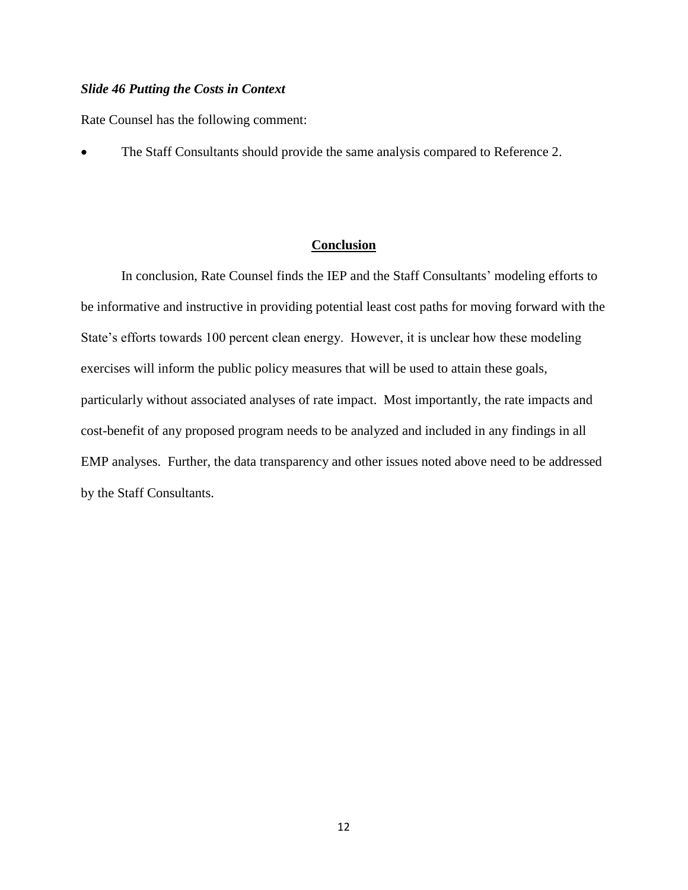***Slide 46 Putting the Costs in Context***

Rate Counsel has the following comment:

- The Staff Consultants should provide the same analysis compared to Reference 2.

## Conclusion

In conclusion, Rate Counsel finds the IEP and the Staff Consultants' modeling efforts to be informative and instructive in providing potential least cost paths for moving forward with the State's efforts towards 100 percent clean energy. However, it is unclear how these modeling exercises will inform the public policy measures that will be used to attain these goals, particularly without associated analyses of rate impact. Most importantly, the rate impacts and cost-benefit of any proposed program needs to be analyzed and included in any findings in all EMP analyses. Further, the data transparency and other issues noted above need to be addressed by the Staff Consultants.